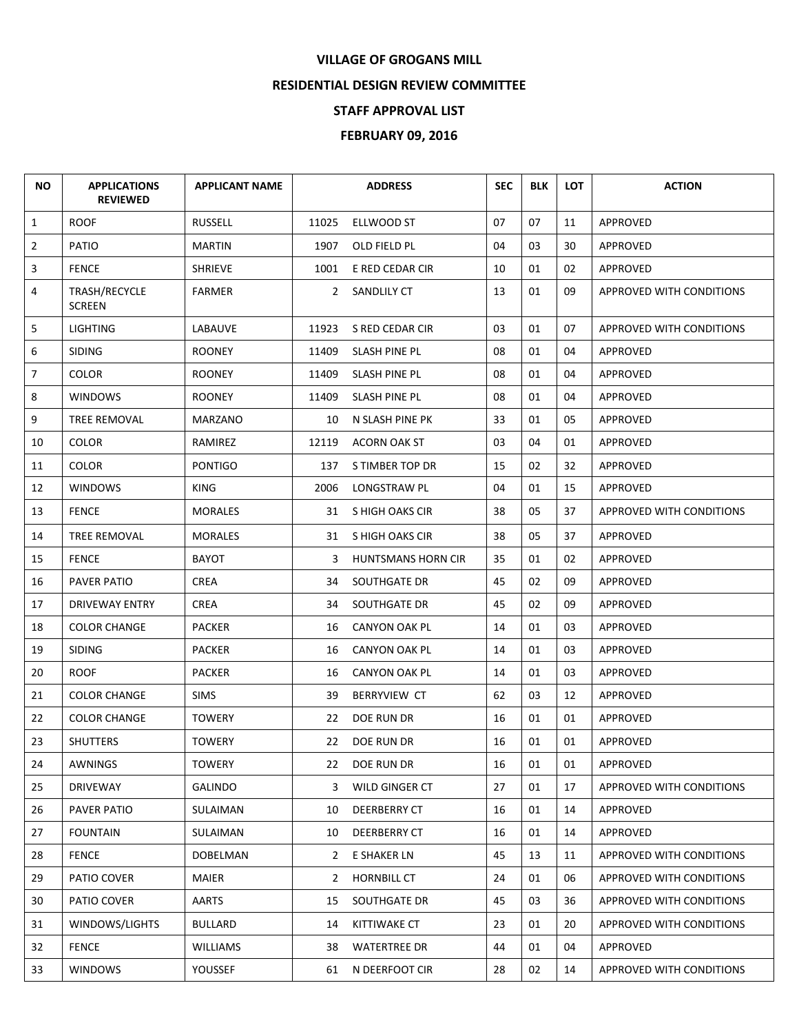# VILLAGE OF GROGANS MILL

## RESIDENTIAL DESIGN REVIEW COMMITTEE

## STAFF APPROVAL LIST

## FEBRUARY 09, 2016

| NO | APPLICATIONS REVIEWED | APPLICANT NAME | ADDRESS | | SEC | BLK | LOT | ACTION |
|---|---|---|---|---|---|---|---|---|
| 1 | ROOF | RUSSELL | 11025 | ELLWOOD ST | 07 | 07 | 11 | APPROVED |
| 2 | PATIO | MARTIN | 1907 | OLD FIELD PL | 04 | 03 | 30 | APPROVED |
| 3 | FENCE | SHRIEVE | 1001 | E RED CEDAR CIR | 10 | 01 | 02 | APPROVED |
| 4 | TRASH/RECYCLE SCREEN | FARMER | 2 | SANDLILY CT | 13 | 01 | 09 | APPROVED WITH CONDITIONS |
| 5 | LIGHTING | LABAUVE | 11923 | S RED CEDAR CIR | 03 | 01 | 07 | APPROVED WITH CONDITIONS |
| 6 | SIDING | ROONEY | 11409 | SLASH PINE PL | 08 | 01 | 04 | APPROVED |
| 7 | COLOR | ROONEY | 11409 | SLASH PINE PL | 08 | 01 | 04 | APPROVED |
| 8 | WINDOWS | ROONEY | 11409 | SLASH PINE PL | 08 | 01 | 04 | APPROVED |
| 9 | TREE REMOVAL | MARZANO | 10 | N SLASH PINE PK | 33 | 01 | 05 | APPROVED |
| 10 | COLOR | RAMIREZ | 12119 | ACORN OAK ST | 03 | 04 | 01 | APPROVED |
| 11 | COLOR | PONTIGO | 137 | S TIMBER TOP DR | 15 | 02 | 32 | APPROVED |
| 12 | WINDOWS | KING | 2006 | LONGSTRAW PL | 04 | 01 | 15 | APPROVED |
| 13 | FENCE | MORALES | 31 | S HIGH OAKS CIR | 38 | 05 | 37 | APPROVED WITH CONDITIONS |
| 14 | TREE REMOVAL | MORALES | 31 | S HIGH OAKS CIR | 38 | 05 | 37 | APPROVED |
| 15 | FENCE | BAYOT | 3 | HUNTSMANS HORN CIR | 35 | 01 | 02 | APPROVED |
| 16 | PAVER PATIO | CREA | 34 | SOUTHGATE DR | 45 | 02 | 09 | APPROVED |
| 17 | DRIVEWAY ENTRY | CREA | 34 | SOUTHGATE DR | 45 | 02 | 09 | APPROVED |
| 18 | COLOR CHANGE | PACKER | 16 | CANYON OAK PL | 14 | 01 | 03 | APPROVED |
| 19 | SIDING | PACKER | 16 | CANYON OAK PL | 14 | 01 | 03 | APPROVED |
| 20 | ROOF | PACKER | 16 | CANYON OAK PL | 14 | 01 | 03 | APPROVED |
| 21 | COLOR CHANGE | SIMS | 39 | BERRYVIEW CT | 62 | 03 | 12 | APPROVED |
| 22 | COLOR CHANGE | TOWERY | 22 | DOE RUN DR | 16 | 01 | 01 | APPROVED |
| 23 | SHUTTERS | TOWERY | 22 | DOE RUN DR | 16 | 01 | 01 | APPROVED |
| 24 | AWNINGS | TOWERY | 22 | DOE RUN DR | 16 | 01 | 01 | APPROVED |
| 25 | DRIVEWAY | GALINDO | 3 | WILD GINGER CT | 27 | 01 | 17 | APPROVED WITH CONDITIONS |
| 26 | PAVER PATIO | SULAIMAN | 10 | DEERBERRY CT | 16 | 01 | 14 | APPROVED |
| 27 | FOUNTAIN | SULAIMAN | 10 | DEERBERRY CT | 16 | 01 | 14 | APPROVED |
| 28 | FENCE | DOBELMAN | 2 | E SHAKER LN | 45 | 13 | 11 | APPROVED WITH CONDITIONS |
| 29 | PATIO COVER | MAIER | 2 | HORNBILL CT | 24 | 01 | 06 | APPROVED WITH CONDITIONS |
| 30 | PATIO COVER | AARTS | 15 | SOUTHGATE DR | 45 | 03 | 36 | APPROVED WITH CONDITIONS |
| 31 | WINDOWS/LIGHTS | BULLARD | 14 | KITTIWAKE CT | 23 | 01 | 20 | APPROVED WITH CONDITIONS |
| 32 | FENCE | WILLIAMS | 38 | WATERTREE DR | 44 | 01 | 04 | APPROVED |
| 33 | WINDOWS | YOUSSEF | 61 | N DEERFOOT CIR | 28 | 02 | 14 | APPROVED WITH CONDITIONS |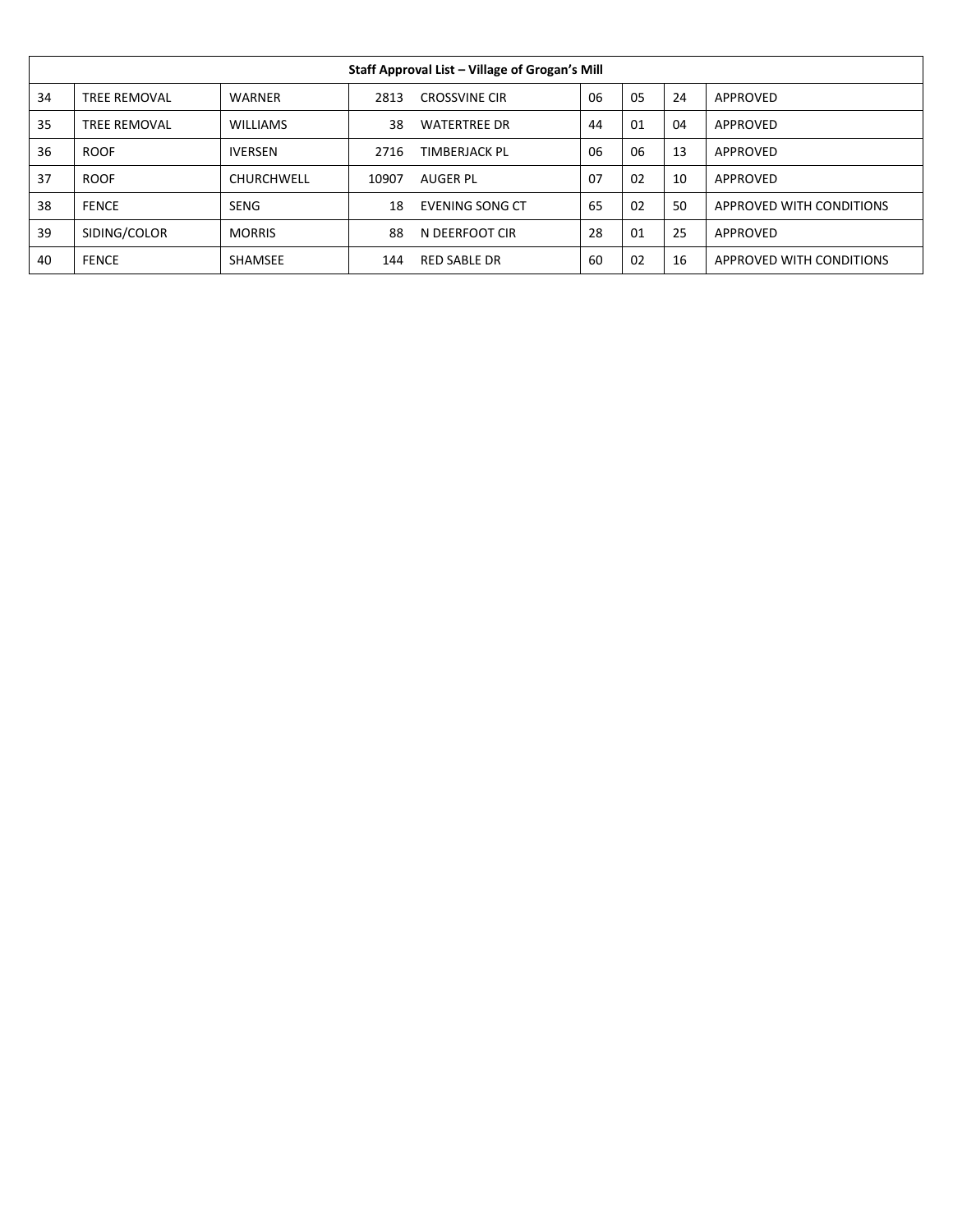| Staff Approval List – Village of Grogan's Mill | | | | | | | | |
|---|---|---|---|---|---|---|---|---|
| 34 | TREE REMOVAL | WARNER | 2813 | CROSSVINE CIR | 06 | 05 | 24 | APPROVED |
| 35 | TREE REMOVAL | WILLIAMS | 38 | WATERTREE DR | 44 | 01 | 04 | APPROVED |
| 36 | ROOF | IVERSEN | 2716 | TIMBERJACK PL | 06 | 06 | 13 | APPROVED |
| 37 | ROOF | CHURCHWELL | 10907 | AUGER PL | 07 | 02 | 10 | APPROVED |
| 38 | FENCE | SENG | 18 | EVENING SONG CT | 65 | 02 | 50 | APPROVED WITH CONDITIONS |
| 39 | SIDING/COLOR | MORRIS | 88 | N DEERFOOT CIR | 28 | 01 | 25 | APPROVED |
| 40 | FENCE | SHAMSEE | 144 | RED SABLE DR | 60 | 02 | 16 | APPROVED WITH CONDITIONS |